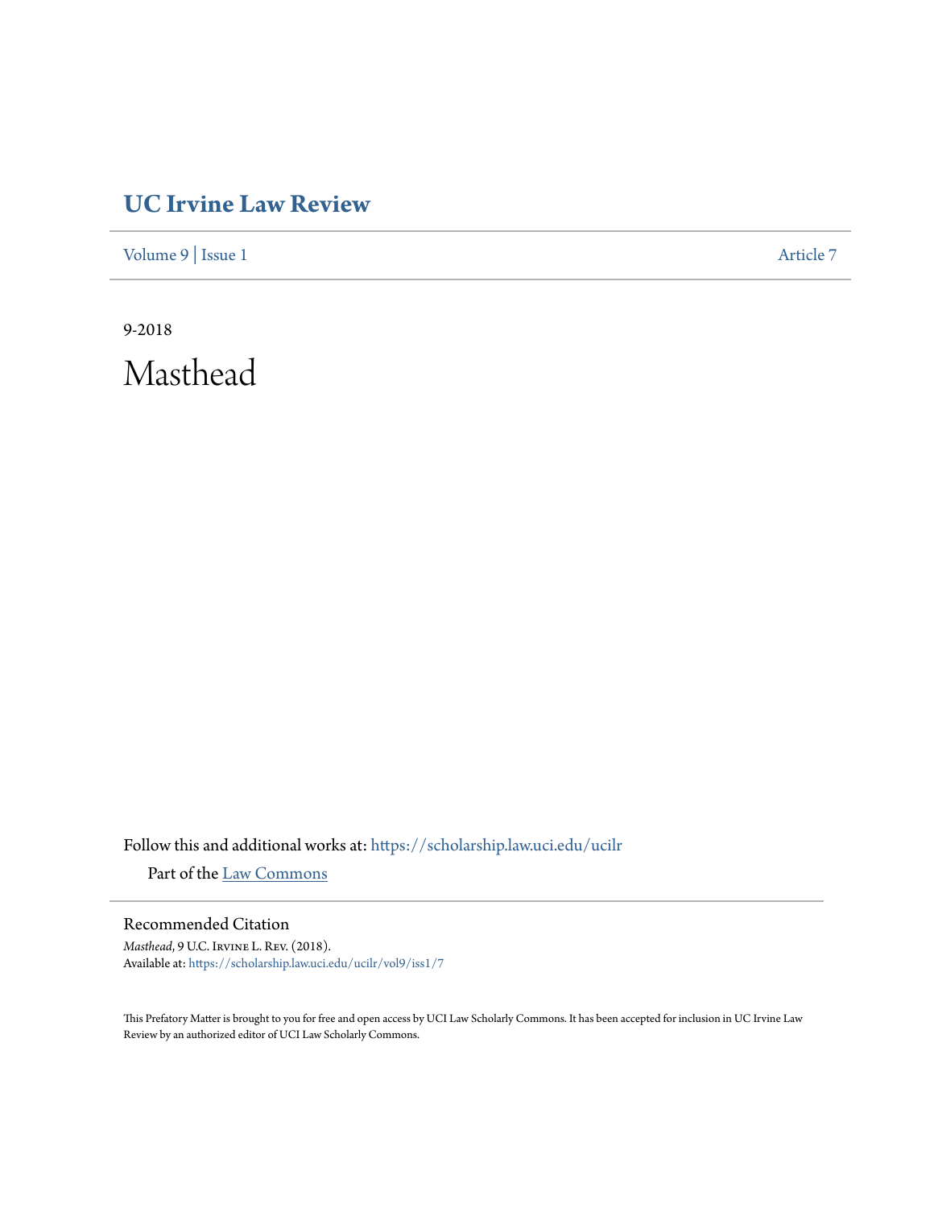# UC Irvine Law Review

Volume 9 | Issue 1 — Article 7

9-2018

# Masthead

Follow this and additional works at: https://scholarship.law.uci.edu/ucilr

Part of the Law Commons

## Recommended Citation

*Masthead*, 9 U.C. Irvine L. Rev. (2018).
Available at: https://scholarship.law.uci.edu/ucilr/vol9/iss1/7

This Prefatory Matter is brought to you for free and open access by UCI Law Scholarly Commons. It has been accepted for inclusion in UC Irvine Law Review by an authorized editor of UCI Law Scholarly Commons.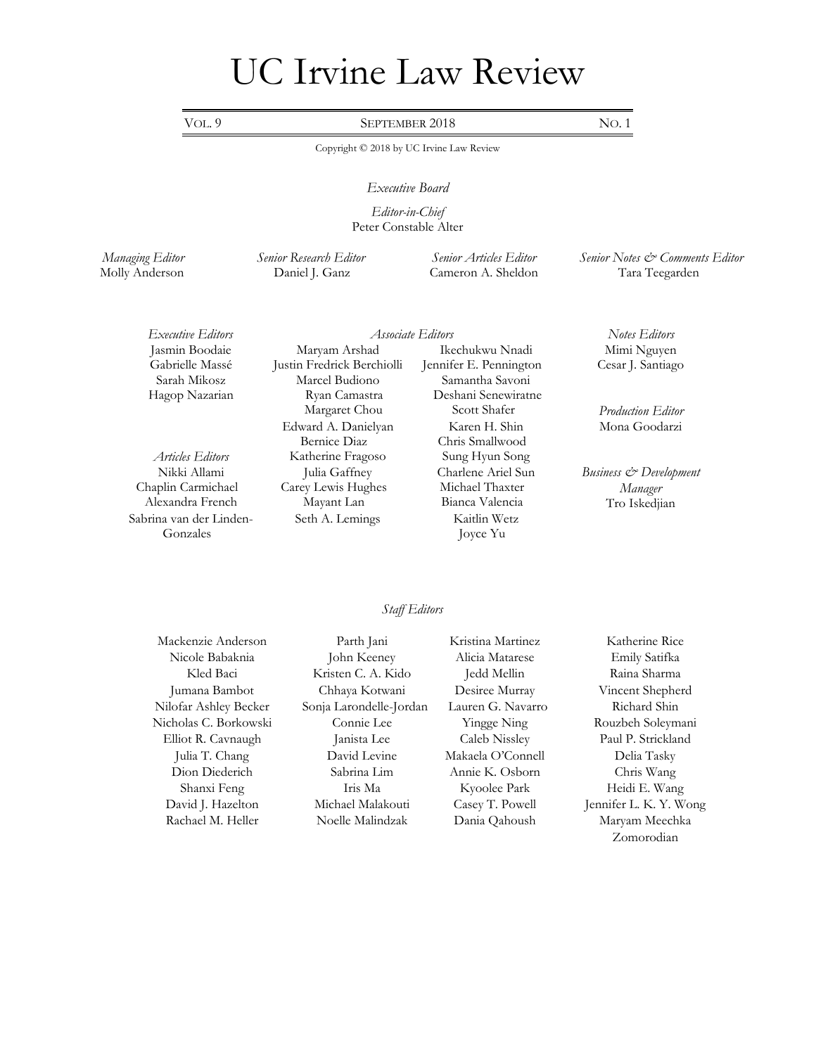# UC Irvine Law Review

VOL. 9 | SEPTEMBER 2018 | NO. 1

Copyright © 2018 by UC Irvine Law Review

*Executive Board*

*Editor-in-Chief*
Peter Constable Alter

*Managing Editor*
Molly Anderson

*Senior Research Editor*
Daniel J. Ganz

*Senior Articles Editor*
Cameron A. Sheldon

*Senior Notes & Comments Editor*
Tara Teegarden

*Executive Editors*
Jasmin Boodaie
Gabrielle Massé
Sarah Mikosz
Hagop Nazarian

*Articles Editors*
Nikki Allami
Chaplin Carmichael
Alexandra French
Sabrina van der Linden-Gonzales

*Associate Editors*
Maryam Arshad
Justin Fredrick Berchiolli
Marcel Budiono
Ryan Camastra
Margaret Chou
Edward A. Danielyan
Bernice Diaz
Katherine Fragoso
Julia Gaffney
Carey Lewis Hughes
Mayant Lan
Seth A. Lemings
Ikechukwu Nnadi
Jennifer E. Pennington
Samantha Savoni
Deshani Senewiratne
Scott Shafer
Karen H. Shin
Chris Smallwood
Sung Hyun Song
Charlene Ariel Sun
Michael Thaxter
Bianca Valencia
Kaitlin Wetz
Joyce Yu

*Notes Editors*
Mimi Nguyen
Cesar J. Santiago

*Production Editor*
Mona Goodarzi

*Business & Development Manager*
Tro Iskedjian

*Staff Editors*

Mackenzie Anderson
Nicole Babaknia
Kled Baci
Jumana Bambot
Nilofar Ashley Becker
Nicholas C. Borkowski
Elliot R. Cavnaugh
Julia T. Chang
Dion Diederich
Shanxi Feng
David J. Hazelton
Rachael M. Heller
Parth Jani
John Keeney
Kristen C. A. Kido
Chhaya Kotwani
Sonja Larondelle-Jordan
Connie Lee
Janista Lee
David Levine
Sabrina Lim
Iris Ma
Michael Malakouti
Noelle Malindzak
Kristina Martinez
Alicia Matarese
Jedd Mellin
Desiree Murray
Lauren G. Navarro
Yingge Ning
Caleb Nissley
Makaela O'Connell
Annie K. Osborn
Kyoolee Park
Casey T. Powell
Dania Qahoush
Katherine Rice
Emily Satifka
Raina Sharma
Vincent Shepherd
Richard Shin
Rouzbeh Soleymani
Paul P. Strickland
Delia Tasky
Chris Wang
Heidi E. Wang
Jennifer L. K. Y. Wong
Maryam Meechka Zomorodian